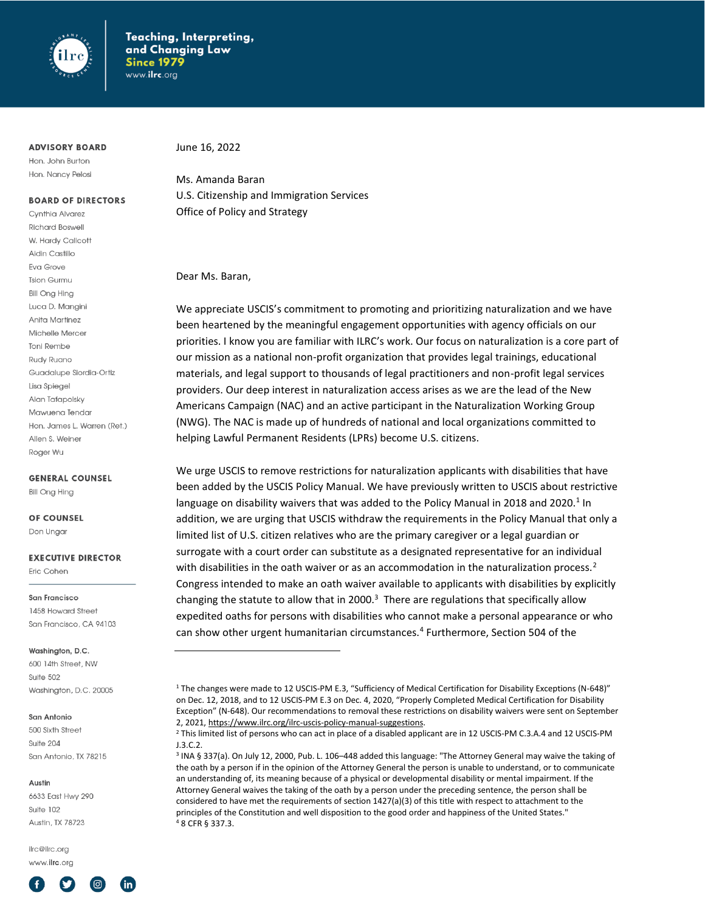Teaching, Interpreting, and Changing Law
Since 1979
www.ilrc.org

**ADVISORY BOARD**
Hon. John Burton
Hon. Nancy Pelosi

**BOARD OF DIRECTORS**
Cynthia Alvarez
Richard Boswell
W. Hardy Callcott
Aidin Castillo
Eva Grove
Tsion Gurmu
Bill Ong Hing
Luca D. Mangini
Anita Martinez
Michelle Mercer
Toni Rembe
Rudy Ruano
Guadalupe Siordia-Ortiz
Lisa Spiegel
Alan Tafapolsky
Mawuena Tendar
Hon. James L. Warren (Ret.)
Allen S. Weiner
Roger Wu

**GENERAL COUNSEL**
Bill Ong Hing

**OF COUNSEL**
Don Ungar

**EXECUTIVE DIRECTOR**
Eric Cohen

**San Francisco**
1458 Howard Street
San Francisco, CA 94103

**Washington, D.C.**
600 14th Street, NW
Suite 502
Washington, D.C. 20005

**San Antonio**
500 Sixth Street
Suite 204
San Antonio, TX 78215

**Austin**
6633 East Hwy 290
Suite 102
Austin, TX 78723

ilrc@ilrc.org
www.ilrc.org

June 16, 2022

Ms. Amanda Baran
U.S. Citizenship and Immigration Services
Office of Policy and Strategy

Dear Ms. Baran,

We appreciate USCIS's commitment to promoting and prioritizing naturalization and we have been heartened by the meaningful engagement opportunities with agency officials on our priorities. I know you are familiar with ILRC's work. Our focus on naturalization is a core part of our mission as a national non-profit organization that provides legal trainings, educational materials, and legal support to thousands of legal practitioners and non-profit legal services providers. Our deep interest in naturalization access arises as we are the lead of the New Americans Campaign (NAC) and an active participant in the Naturalization Working Group (NWG). The NAC is made up of hundreds of national and local organizations committed to helping Lawful Permanent Residents (LPRs) become U.S. citizens.

We urge USCIS to remove restrictions for naturalization applicants with disabilities that have been added by the USCIS Policy Manual. We have previously written to USCIS about restrictive language on disability waivers that was added to the Policy Manual in 2018 and 2020.[1] In addition, we are urging that USCIS withdraw the requirements in the Policy Manual that only a limited list of U.S. citizen relatives who are the primary caregiver or a legal guardian or surrogate with a court order can substitute as a designated representative for an individual with disabilities in the oath waiver or as an accommodation in the naturalization process.[2] Congress intended to make an oath waiver available to applicants with disabilities by explicitly changing the statute to allow that in 2000.[3] There are regulations that specifically allow expedited oaths for persons with disabilities who cannot make a personal appearance or who can show other urgent humanitarian circumstances.[4] Furthermore, Section 504 of the

---

[1] The changes were made to 12 USCIS-PM E.3, "Sufficiency of Medical Certification for Disability Exceptions (N-648)" on Dec. 12, 2018, and to 12 USCIS-PM E.3 on Dec. 4, 2020, "Properly Completed Medical Certification for Disability Exception" (N-648). Our recommendations to removal these restrictions on disability waivers were sent on September 2, 2021, https://www.ilrc.org/ilrc-uscis-policy-manual-suggestions.

[2] This limited list of persons who can act in place of a disabled applicant are in 12 USCIS-PM C.3.A.4 and 12 USCIS-PM J.3.C.2.

[3] INA § 337(a). On July 12, 2000, Pub. L. 106–448 added this language: "The Attorney General may waive the taking of the oath by a person if in the opinion of the Attorney General the person is unable to understand, or to communicate an understanding of, its meaning because of a physical or developmental disability or mental impairment. If the Attorney General waives the taking of the oath by a person under the preceding sentence, the person shall be considered to have met the requirements of section 1427(a)(3) of this title with respect to attachment to the principles of the Constitution and well disposition to the good order and happiness of the United States."

[4] 8 CFR § 337.3.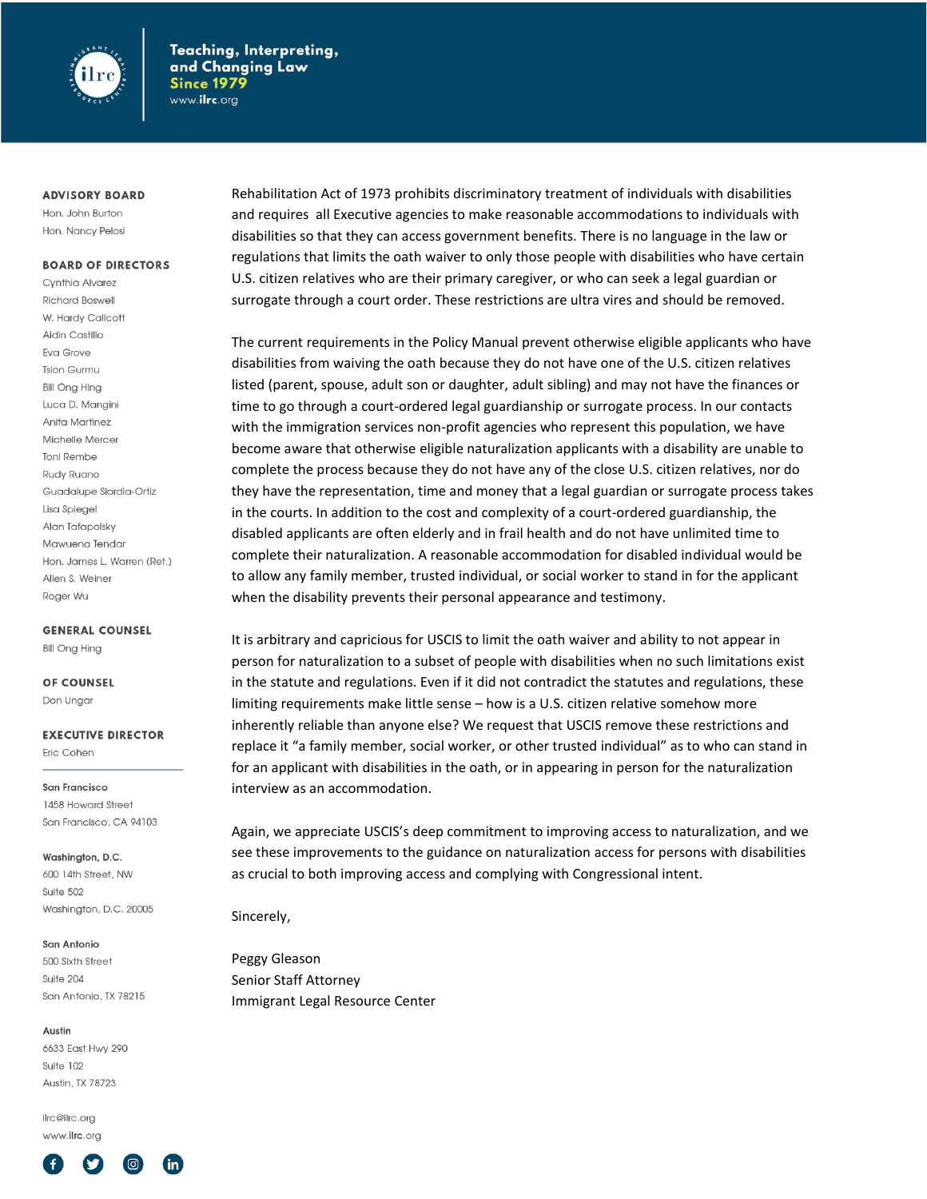Rehabilitation Act of 1973 prohibits discriminatory treatment of individuals with disabilities and requires all Executive agencies to make reasonable accommodations to individuals with disabilities so that they can access government benefits. There is no language in the law or regulations that limits the oath waiver to only those people with disabilities who have certain U.S. citizen relatives who are their primary caregiver, or who can seek a legal guardian or surrogate through a court order. These restrictions are ultra vires and should be removed.

The current requirements in the Policy Manual prevent otherwise eligible applicants who have disabilities from waiving the oath because they do not have one of the U.S. citizen relatives listed (parent, spouse, adult son or daughter, adult sibling) and may not have the finances or time to go through a court-ordered legal guardianship or surrogate process. In our contacts with the immigration services non-profit agencies who represent this population, we have become aware that otherwise eligible naturalization applicants with a disability are unable to complete the process because they do not have any of the close U.S. citizen relatives, nor do they have the representation, time and money that a legal guardian or surrogate process takes in the courts. In addition to the cost and complexity of a court-ordered guardianship, the disabled applicants are often elderly and in frail health and do not have unlimited time to complete their naturalization. A reasonable accommodation for disabled individual would be to allow any family member, trusted individual, or social worker to stand in for the applicant when the disability prevents their personal appearance and testimony.

It is arbitrary and capricious for USCIS to limit the oath waiver and ability to not appear in person for naturalization to a subset of people with disabilities when no such limitations exist in the statute and regulations. Even if it did not contradict the statutes and regulations, these limiting requirements make little sense – how is a U.S. citizen relative somehow more inherently reliable than anyone else? We request that USCIS remove these restrictions and replace it "a family member, social worker, or other trusted individual" as to who can stand in for an applicant with disabilities in the oath, or in appearing in person for the naturalization interview as an accommodation.

Again, we appreciate USCIS's deep commitment to improving access to naturalization, and we see these improvements to the guidance on naturalization access for persons with disabilities as crucial to both improving access and complying with Congressional intent.

Sincerely,

Peggy Gleason
Senior Staff Attorney
Immigrant Legal Resource Center